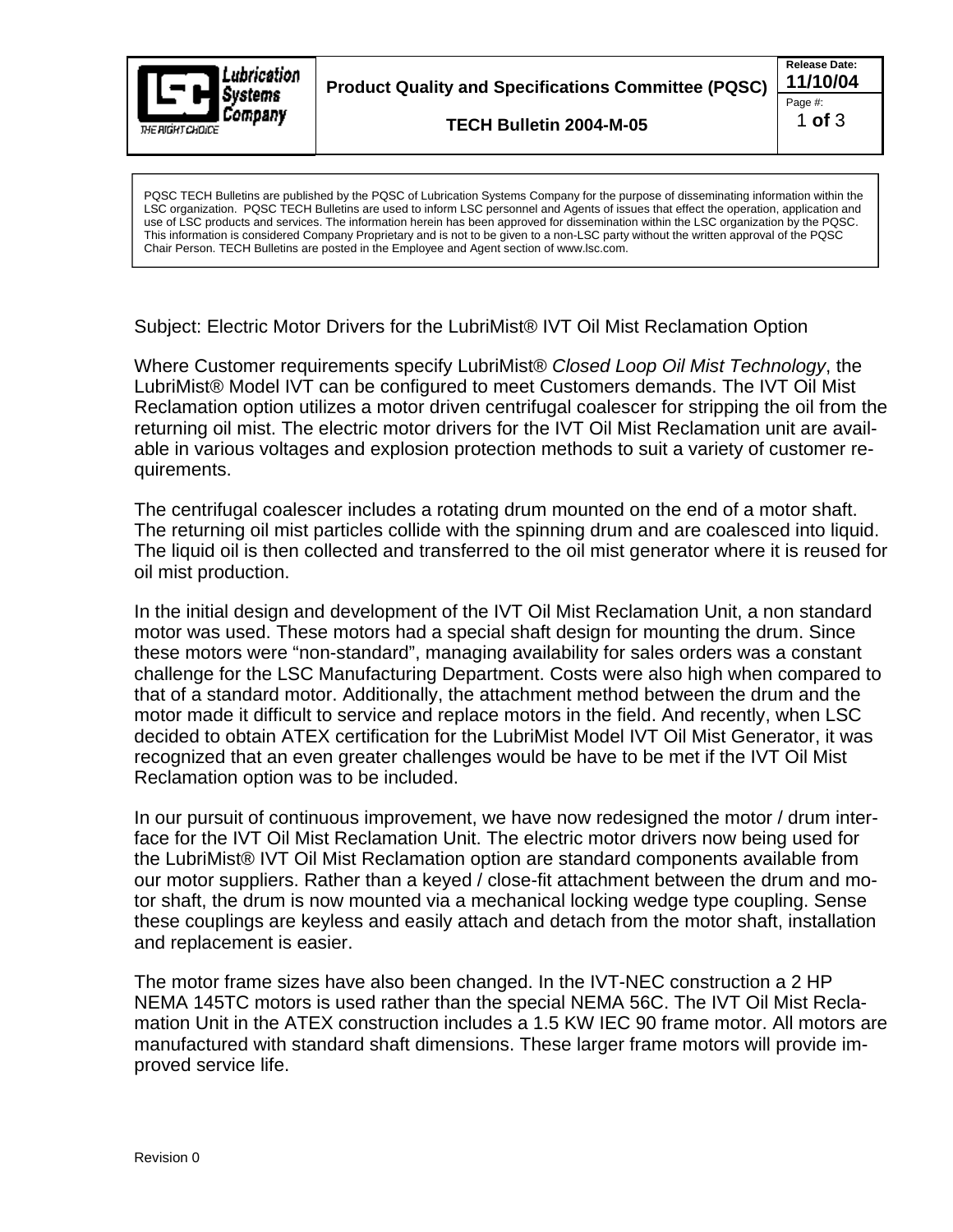**Product Quality and Specifications Committee (PQSC)**

**TECH Bulletin 2004-M-05**

**Release Date:** 11/10/04

PQSC TECH Bulletins are published by the PQSC of Lubrication Systems Company for the purpose of disseminating information within the LSC organization. PQSC TECH Bulletins are used to inform LSC personnel and Agents of issues that effect the operation, application and use of LSC products and services. The information herein has been approved for dissemination within the LSC organization by the PQSC. This information is considered Company Proprietary and is not to be given to a non-LSC party without the written approval of the PQSC Chair Person. TECH Bulletins are posted in the Employee and Agent section of www.lsc.com.

Subject: Electric Motor Drivers for the LubriMist® IVT Oil Mist Reclamation Option

Where Customer requirements specify LubriMist® *Closed Loop Oil Mist Technology*, the LubriMist® Model IVT can be configured to meet Customers demands. The IVT Oil Mist Reclamation option utilizes a motor driven centrifugal coalescer for stripping the oil from the returning oil mist. The electric motor drivers for the IVT Oil Mist Reclamation unit are available in various voltages and explosion protection methods to suit a variety of customer requirements.

The centrifugal coalescer includes a rotating drum mounted on the end of a motor shaft. The returning oil mist particles collide with the spinning drum and are coalesced into liquid. The liquid oil is then collected and transferred to the oil mist generator where it is reused for oil mist production.

In the initial design and development of the IVT Oil Mist Reclamation Unit, a non standard motor was used. These motors had a special shaft design for mounting the drum. Since these motors were "non-standard", managing availability for sales orders was a constant challenge for the LSC Manufacturing Department. Costs were also high when compared to that of a standard motor. Additionally, the attachment method between the drum and the motor made it difficult to service and replace motors in the field. And recently, when LSC decided to obtain ATEX certification for the LubriMist Model IVT Oil Mist Generator, it was recognized that an even greater challenges would be have to be met if the IVT Oil Mist Reclamation option was to be included.

In our pursuit of continuous improvement, we have now redesigned the motor / drum interface for the IVT Oil Mist Reclamation Unit. The electric motor drivers now being used for the LubriMist® IVT Oil Mist Reclamation option are standard components available from our motor suppliers. Rather than a keyed / close-fit attachment between the drum and motor shaft, the drum is now mounted via a mechanical locking wedge type coupling. Sense these couplings are keyless and easily attach and detach from the motor shaft, installation and replacement is easier.

The motor frame sizes have also been changed. In the IVT-NEC construction a 2 HP NEMA 145TC motors is used rather than the special NEMA 56C. The IVT Oil Mist Reclamation Unit in the ATEX construction includes a 1.5 KW IEC 90 frame motor. All motors are manufactured with standard shaft dimensions. These larger frame motors will provide improved service life.

Revision 0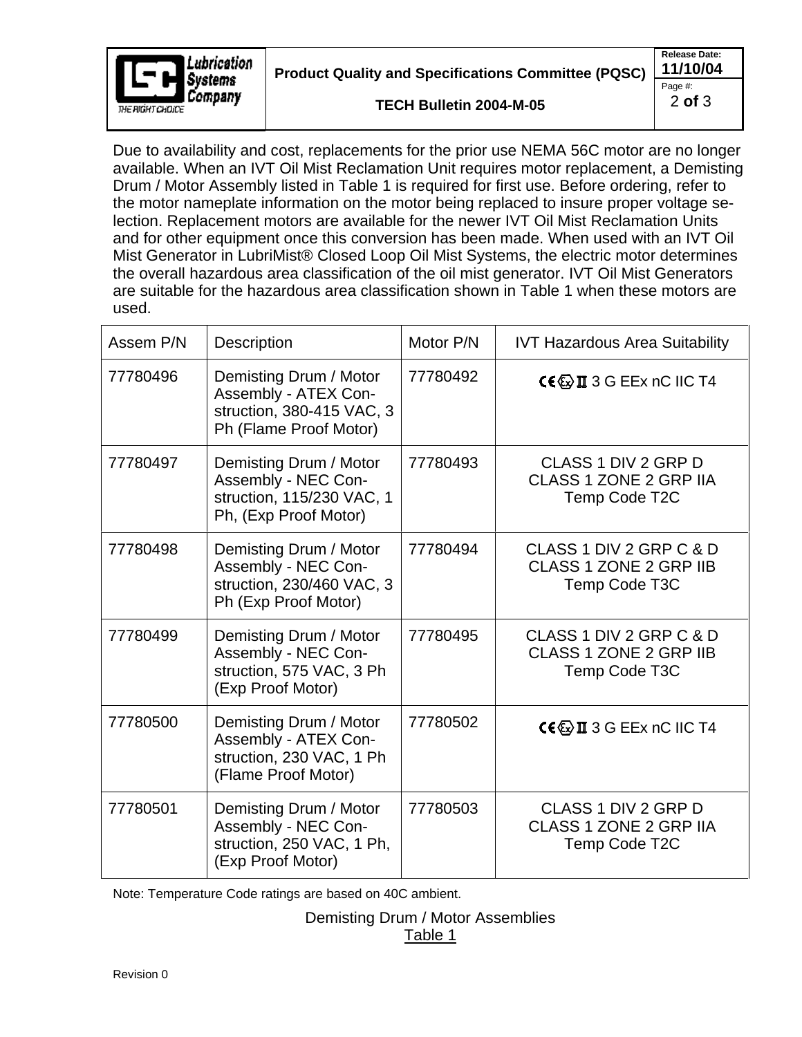Due to availability and cost, replacements for the prior use NEMA 56C motor are no longer available. When an IVT Oil Mist Reclamation Unit requires motor replacement, a Demisting Drum / Motor Assembly listed in Table 1 is required for first use. Before ordering, refer to the motor nameplate information on the motor being replaced to insure proper voltage selection. Replacement motors are available for the newer IVT Oil Mist Reclamation Units and for other equipment once this conversion has been made. When used with an IVT Oil Mist Generator in LubriMist® Closed Loop Oil Mist Systems, the electric motor determines the overall hazardous area classification of the oil mist generator. IVT Oil Mist Generators are suitable for the hazardous area classification shown in Table 1 when these motors are used.

| Assem P/N | Description | Motor P/N | IVT Hazardous Area Suitability |
|---|---|---|---|
| 77780496 | Demisting Drum / Motor Assembly - ATEX Construction, 380-415 VAC, 3 Ph (Flame Proof Motor) | 77780492 | CE Ex II 3 G EEx nC IIC T4 |
| 77780497 | Demisting Drum / Motor Assembly - NEC Construction, 115/230 VAC, 1 Ph, (Exp Proof Motor) | 77780493 | CLASS 1 DIV 2 GRP D<br>CLASS 1 ZONE 2 GRP IIA<br>Temp Code T2C |
| 77780498 | Demisting Drum / Motor Assembly - NEC Construction, 230/460 VAC, 3 Ph (Exp Proof Motor) | 77780494 | CLASS 1 DIV 2 GRP C & D<br>CLASS 1 ZONE 2 GRP IIB<br>Temp Code T3C |
| 77780499 | Demisting Drum / Motor Assembly - NEC Construction, 575 VAC, 3 Ph (Exp Proof Motor) | 77780495 | CLASS 1 DIV 2 GRP C & D<br>CLASS 1 ZONE 2 GRP IIB<br>Temp Code T3C |
| 77780500 | Demisting Drum / Motor Assembly - ATEX Construction, 230 VAC, 1 Ph (Flame Proof Motor) | 77780502 | CE Ex II 3 G EEx nC IIC T4 |
| 77780501 | Demisting Drum / Motor Assembly - NEC Construction, 250 VAC, 1 Ph, (Exp Proof Motor) | 77780503 | CLASS 1 DIV 2 GRP D<br>CLASS 1 ZONE 2 GRP IIA<br>Temp Code T2C |

Note: Temperature Code ratings are based on 40C ambient.

Demisting Drum / Motor Assemblies
Table 1

Revision 0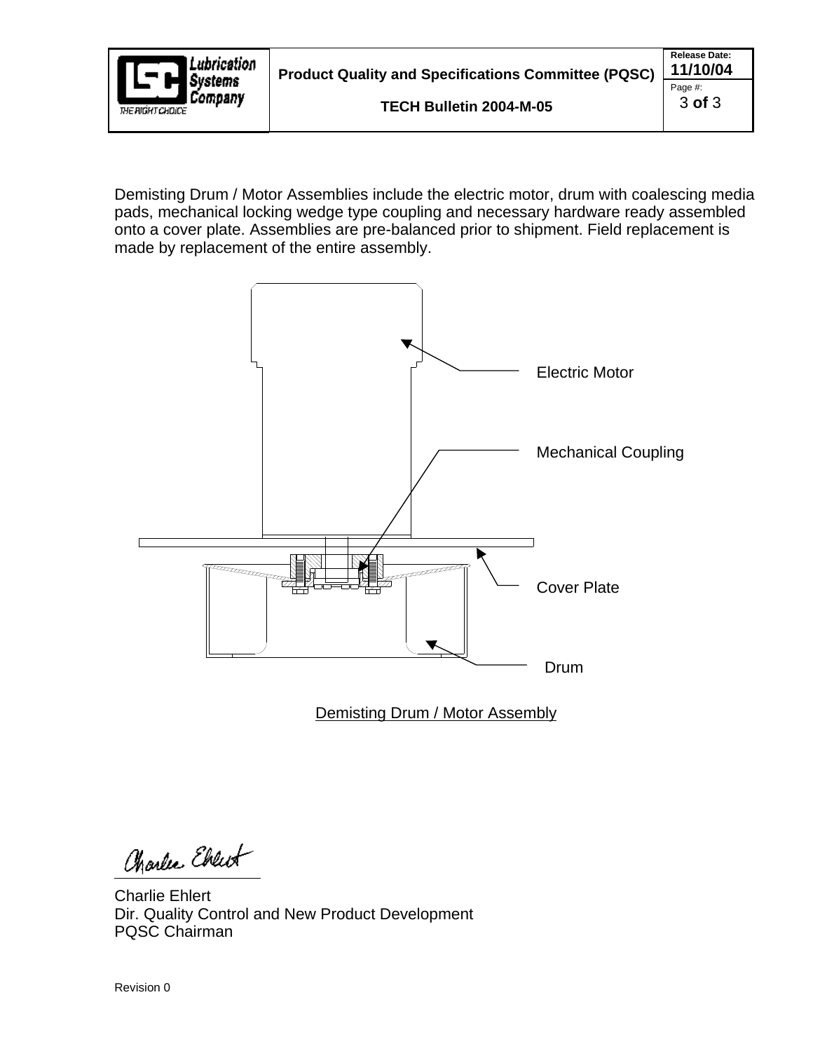Demisting Drum / Motor Assemblies include the electric motor, drum with coalescing media pads, mechanical locking wedge type coupling and necessary hardware ready assembled onto a cover plate. Assemblies are pre-balanced prior to shipment. Field replacement is made by replacement of the entire assembly.

Electric Motor

Mechanical Coupling

Cover Plate

Drum

Demisting Drum / Motor Assembly

Charlie Ehlert
Dir. Quality Control and New Product Development
PQSC Chairman

Revision 0